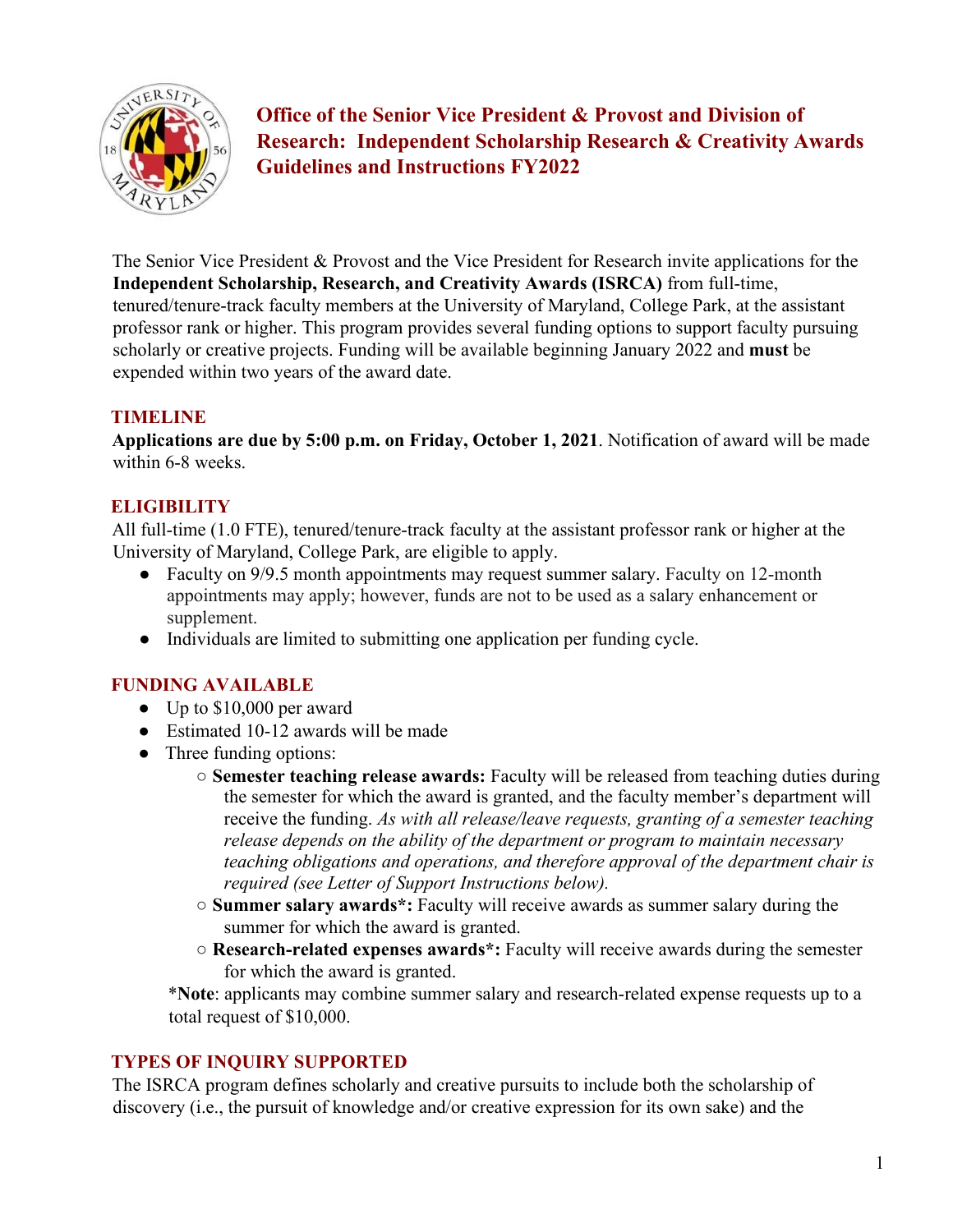# Office of the Senior Vice President & Provost and Division of Research: Independent Scholarship Research & Creativity Awards Guidelines and Instructions FY2022

The Senior Vice President & Provost and the Vice President for Research invite applications for the **Independent Scholarship, Research, and Creativity Awards (ISRCA)** from full-time, tenured/tenure-track faculty members at the University of Maryland, College Park, at the assistant professor rank or higher. This program provides several funding options to support faculty pursuing scholarly or creative projects. Funding will be available beginning January 2022 and **must** be expended within two years of the award date.

## TIMELINE

**Applications are due by 5:00 p.m. on Friday, October 1, 2021**. Notification of award will be made within 6-8 weeks.

## ELIGIBILITY

All full-time (1.0 FTE), tenured/tenure-track faculty at the assistant professor rank or higher at the University of Maryland, College Park, are eligible to apply.

- Faculty on 9/9.5 month appointments may request summer salary. Faculty on 12-month appointments may apply; however, funds are not to be used as a salary enhancement or supplement.
- Individuals are limited to submitting one application per funding cycle.

## FUNDING AVAILABLE

- Up to $10,000 per award
- Estimated 10-12 awards will be made
- Three funding options:
  - **Semester teaching release awards:** Faculty will be released from teaching duties during the semester for which the award is granted, and the faculty member's department will receive the funding. *As with all release/leave requests, granting of a semester teaching release depends on the ability of the department or program to maintain necessary teaching obligations and operations, and therefore approval of the department chair is required (see Letter of Support Instructions below).*
  - **Summer salary awards*:** Faculty will receive awards as summer salary during the summer for which the award is granted.
  - **Research-related expenses awards*:** Faculty will receive awards during the semester for which the award is granted.

  ***Note**: applicants may combine summer salary and research-related expense requests up to a total request of $10,000.

## TYPES OF INQUIRY SUPPORTED

The ISRCA program defines scholarly and creative pursuits to include both the scholarship of discovery (i.e., the pursuit of knowledge and/or creative expression for its own sake) and the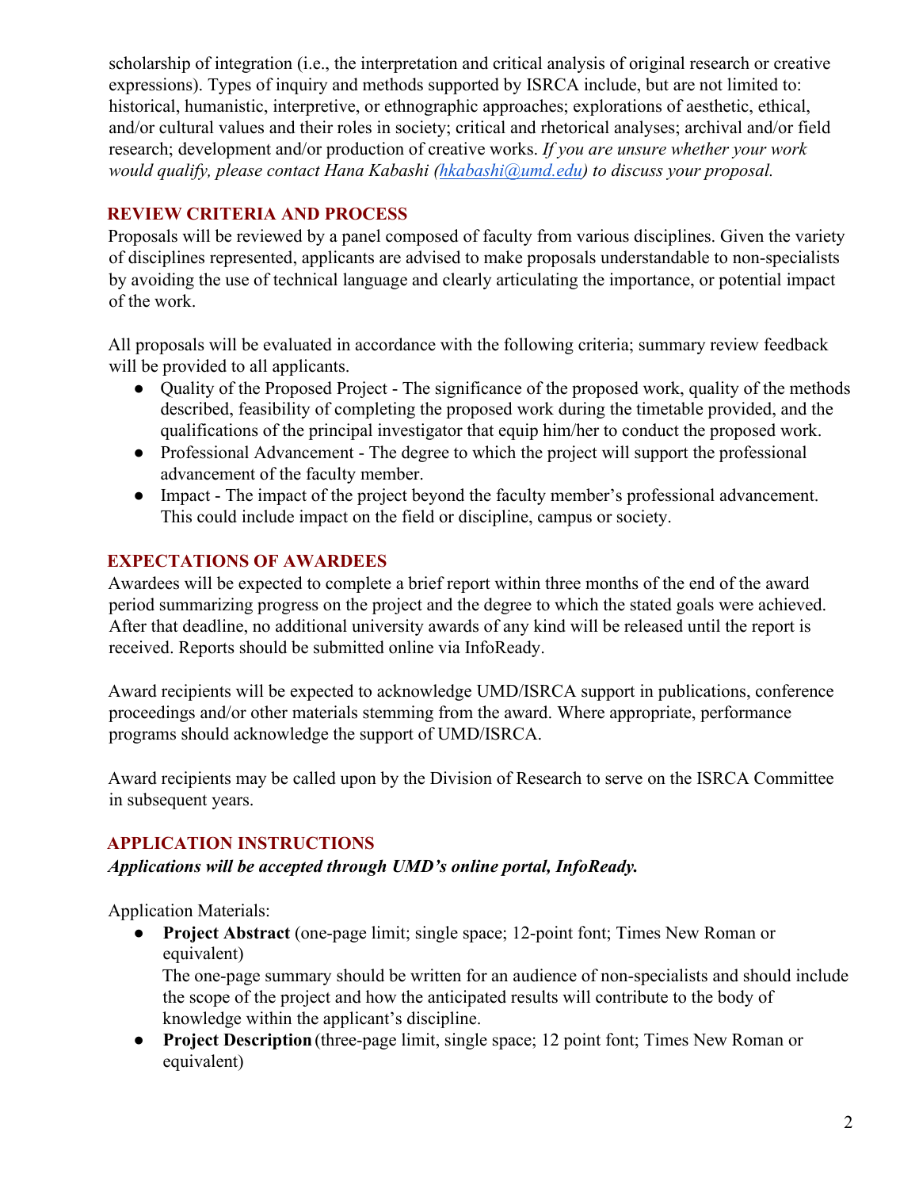scholarship of integration (i.e., the interpretation and critical analysis of original research or creative expressions). Types of inquiry and methods supported by ISRCA include, but are not limited to: historical, humanistic, interpretive, or ethnographic approaches; explorations of aesthetic, ethical, and/or cultural values and their roles in society; critical and rhetorical analyses; archival and/or field research; development and/or production of creative works. *If you are unsure whether your work would qualify, please contact Hana Kabashi (hkabashi@umd.edu) to discuss your proposal.*

## REVIEW CRITERIA AND PROCESS

Proposals will be reviewed by a panel composed of faculty from various disciplines. Given the variety of disciplines represented, applicants are advised to make proposals understandable to non-specialists by avoiding the use of technical language and clearly articulating the importance, or potential impact of the work.

All proposals will be evaluated in accordance with the following criteria; summary review feedback will be provided to all applicants.

- Quality of the Proposed Project - The significance of the proposed work, quality of the methods described, feasibility of completing the proposed work during the timetable provided, and the qualifications of the principal investigator that equip him/her to conduct the proposed work.
- Professional Advancement - The degree to which the project will support the professional advancement of the faculty member.
- Impact - The impact of the project beyond the faculty member's professional advancement. This could include impact on the field or discipline, campus or society.

## EXPECTATIONS OF AWARDEES

Awardees will be expected to complete a brief report within three months of the end of the award period summarizing progress on the project and the degree to which the stated goals were achieved. After that deadline, no additional university awards of any kind will be released until the report is received. Reports should be submitted online via InfoReady.

Award recipients will be expected to acknowledge UMD/ISRCA support in publications, conference proceedings and/or other materials stemming from the award. Where appropriate, performance programs should acknowledge the support of UMD/ISRCA.

Award recipients may be called upon by the Division of Research to serve on the ISRCA Committee in subsequent years.

## APPLICATION INSTRUCTIONS

***Applications will be accepted through UMD's online portal, InfoReady.***

Application Materials:

- **Project Abstract** (one-page limit; single space; 12-point font; Times New Roman or equivalent)
  The one-page summary should be written for an audience of non-specialists and should include the scope of the project and how the anticipated results will contribute to the body of knowledge within the applicant's discipline.
- **Project Description** (three-page limit, single space; 12 point font; Times New Roman or equivalent)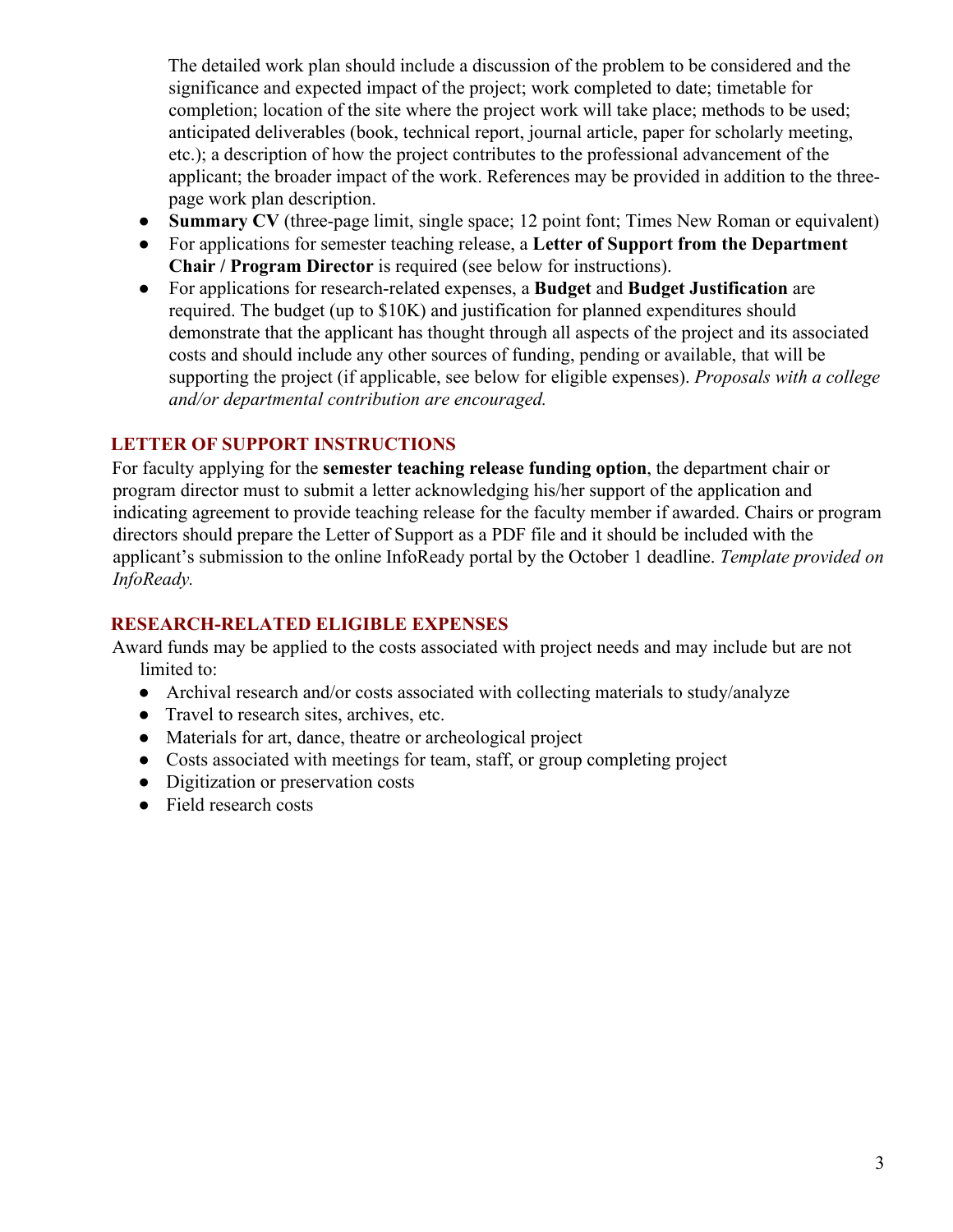The detailed work plan should include a discussion of the problem to be considered and the significance and expected impact of the project; work completed to date; timetable for completion; location of the site where the project work will take place; methods to be used; anticipated deliverables (book, technical report, journal article, paper for scholarly meeting, etc.); a description of how the project contributes to the professional advancement of the applicant; the broader impact of the work. References may be provided in addition to the three-page work plan description.

- **Summary CV** (three-page limit, single space; 12 point font; Times New Roman or equivalent)
- For applications for semester teaching release, a **Letter of Support from the Department Chair / Program Director** is required (see below for instructions).
- For applications for research-related expenses, a **Budget** and **Budget Justification** are required. The budget (up to $10K) and justification for planned expenditures should demonstrate that the applicant has thought through all aspects of the project and its associated costs and should include any other sources of funding, pending or available, that will be supporting the project (if applicable, see below for eligible expenses). *Proposals with a college and/or departmental contribution are encouraged.*

## LETTER OF SUPPORT INSTRUCTIONS

For faculty applying for the **semester teaching release funding option**, the department chair or program director must to submit a letter acknowledging his/her support of the application and indicating agreement to provide teaching release for the faculty member if awarded. Chairs or program directors should prepare the Letter of Support as a PDF file and it should be included with the applicant's submission to the online InfoReady portal by the October 1 deadline. *Template provided on InfoReady.*

## RESEARCH-RELATED ELIGIBLE EXPENSES

Award funds may be applied to the costs associated with project needs and may include but are not limited to:

- Archival research and/or costs associated with collecting materials to study/analyze
- Travel to research sites, archives, etc.
- Materials for art, dance, theatre or archeological project
- Costs associated with meetings for team, staff, or group completing project
- Digitization or preservation costs
- Field research costs